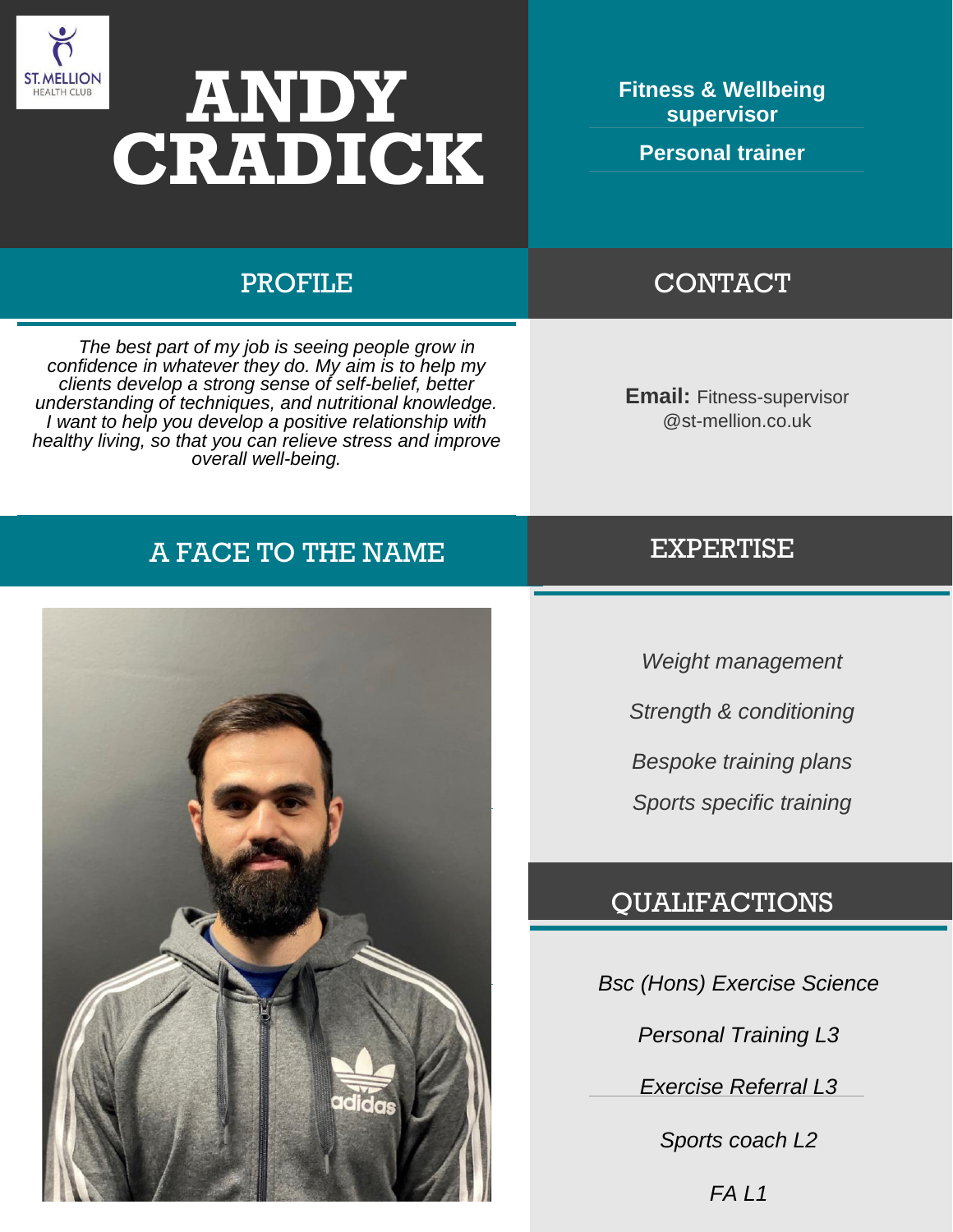ST. MELLION HEALTH CLUB

# ANDY CRADICK

**Fitness & Wellbeing supervisor**

**Personal trainer**

## PROFILE

*The best part of my job is seeing people grow in confidence in whatever they do. My aim is to help my clients develop a strong sense of self-belief, better understanding of techniques, and nutritional knowledge. I want to help you develop a positive relationship with healthy living, so that you can relieve stress and improve overall well-being.*

## CONTACT

**Email:** Fitness-supervisor @st-mellion.co.uk

## A FACE TO THE NAME

## EXPERTISE

*Weight management*

*Strength & conditioning*

*Bespoke training plans*

*Sports specific training*

## QUALIFACTIONS

*Bsc (Hons) Exercise Science*

*Personal Training L3*

*Exercise Referral L3*

*Sports coach L2*

*FA L1*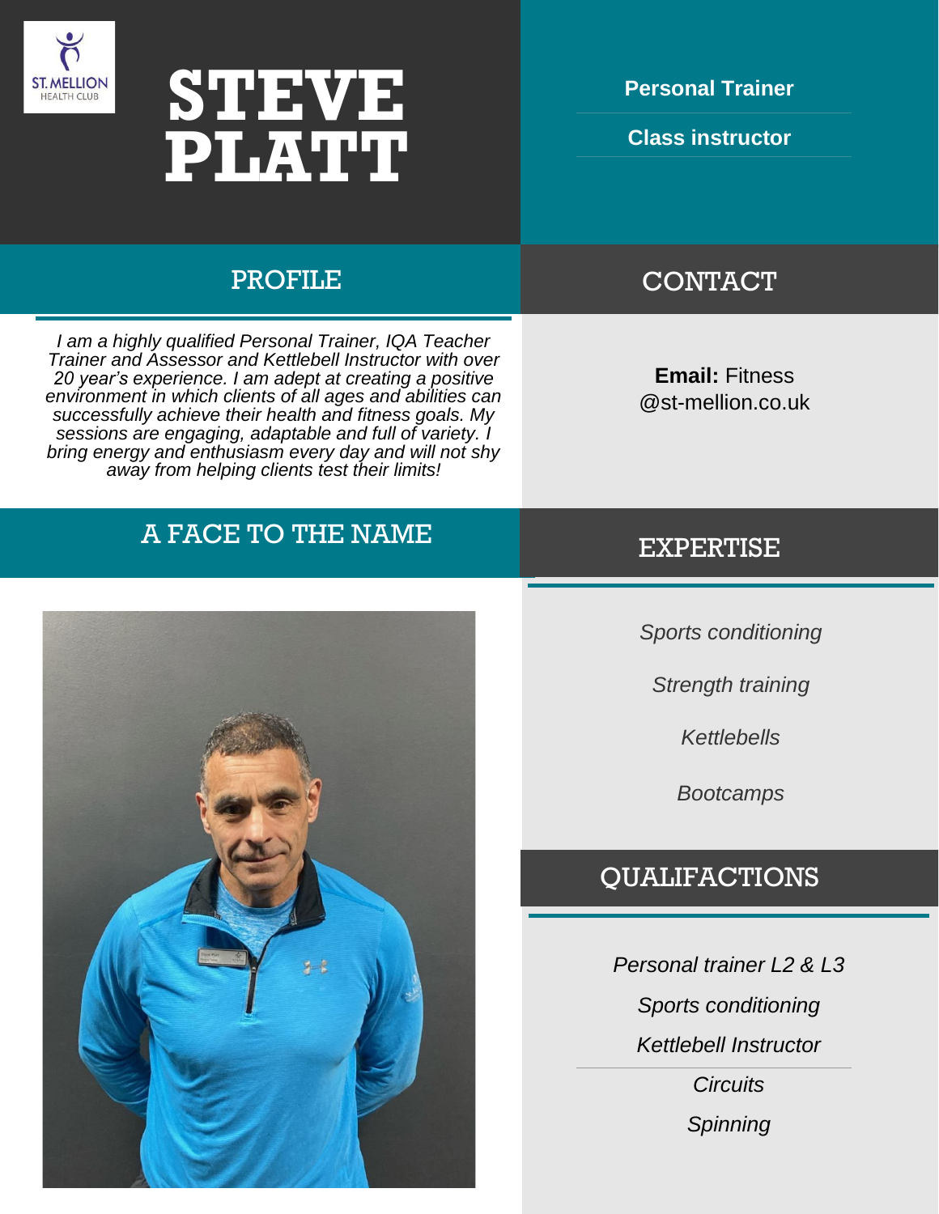# STEVE PLATT

**Personal Trainer**

**Class instructor**

## PROFILE

*I am a highly qualified Personal Trainer, IQA Teacher Trainer and Assessor and Kettlebell Instructor with over 20 year's experience. I am adept at creating a positive environment in which clients of all ages and abilities can successfully achieve their health and fitness goals. My sessions are engaging, adaptable and full of variety. I bring energy and enthusiasm every day and will not shy away from helping clients test their limits!*

## CONTACT

**Email:** Fitness @st-mellion.co.uk

## A FACE TO THE NAME

## EXPERTISE

*Sports conditioning*

*Strength training*

*Kettlebells*

*Bootcamps*

## QUALIFACTIONS

*Personal trainer L2 & L3*

*Sports conditioning*

*Kettlebell Instructor*

*Circuits*

*Spinning*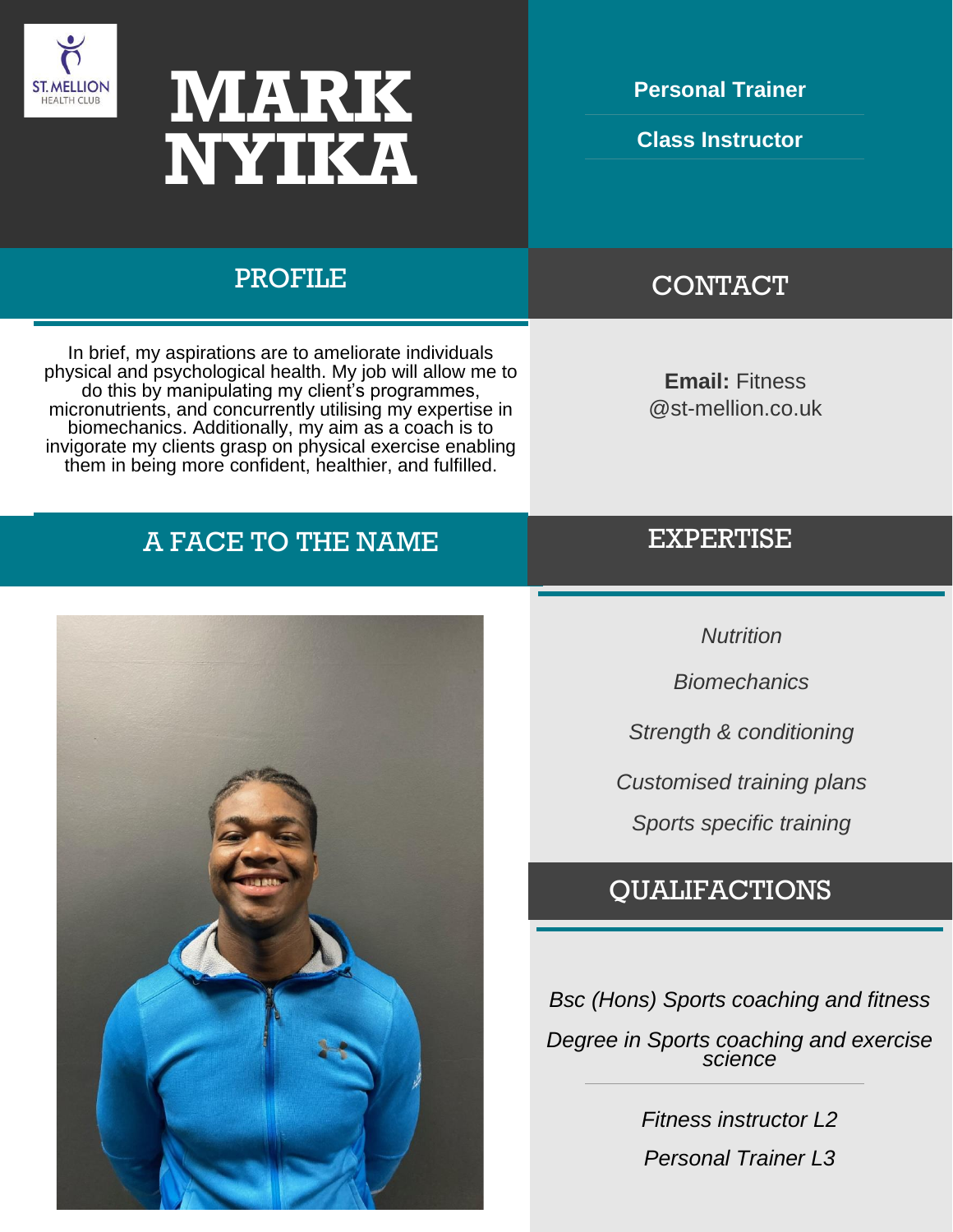ST. MELLION HEALTH CLUB

# MARK NYIKA

**Personal Trainer**

**Class Instructor**

## PROFILE

In brief, my aspirations are to ameliorate individuals physical and psychological health. My job will allow me to do this by manipulating my client's programmes, micronutrients, and concurrently utilising my expertise in biomechanics. Additionally, my aim as a coach is to invigorate my clients grasp on physical exercise enabling them in being more confident, healthier, and fulfilled.

## CONTACT

**Email:** Fitness @st-mellion.co.uk

## A FACE TO THE NAME

## EXPERTISE

*Nutrition*

*Biomechanics*

*Strength & conditioning*

*Customised training plans*

*Sports specific training*

## QUALIFACTIONS

*Bsc (Hons) Sports coaching and fitness*

*Degree in Sports coaching and exercise science*

*Fitness instructor L2*

*Personal Trainer L3*